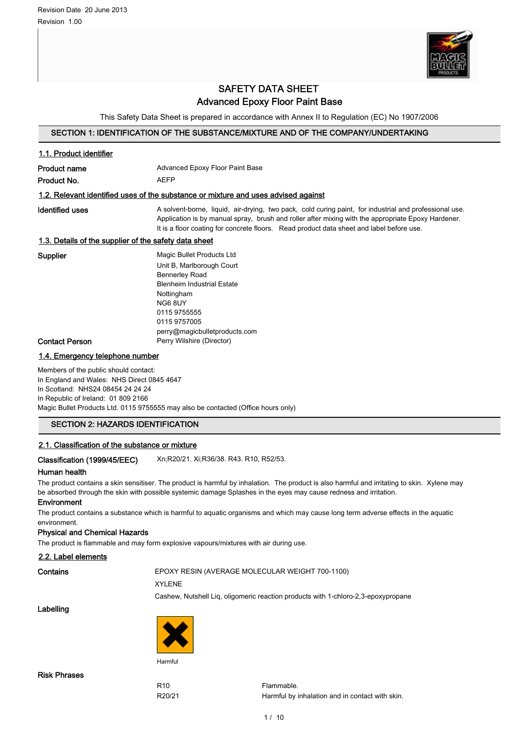Revision Date 20 June 2013

Revision 1.00

# SAFETY DATA SHEET
## Advanced Epoxy Floor Paint Base

This Safety Data Sheet is prepared in accordance with Annex II to Regulation (EC) No 1907/2006

## SECTION 1: IDENTIFICATION OF THE SUBSTANCE/MIXTURE AND OF THE COMPANY/UNDERTAKING

### 1.1. Product identifier

**Product name** Advanced Epoxy Floor Paint Base

**Product No.** AEFP

### 1.2. Relevant identified uses of the substance or mixture and uses advised against

**Identified uses** A solvent-borne, liquid, air-drying, two pack, cold curing paint, for industrial and professional use. Application is by manual spray, brush and roller after mixing with the appropriate Epoxy Hardener. It is a floor coating for concrete floors. Read product data sheet and label before use.

### 1.3. Details of the supplier of the safety data sheet

**Supplier**

Magic Bullet Products Ltd
Unit B, Marlborough Court
Bennerley Road
Blenheim Industrial Estate
Nottingham
NG6 8UY
0115 9755555
0115 9757005
perry@magicbulletproducts.com

**Contact Person** Perry Wilshire (Director)

### 1.4. Emergency telephone number

Members of the public should contact:
In England and Wales: NHS Direct 0845 4647
In Scotland: NHS24 08454 24 24 24
In Republic of Ireland: 01 809 2166
Magic Bullet Products Ltd. 0115 9755555 may also be contacted (Office hours only)

## SECTION 2: HAZARDS IDENTIFICATION

### 2.1. Classification of the substance or mixture

**Classification (1999/45/EEC)** Xn;R20/21. Xi;R36/38. R43. R10, R52/53.

**Human health**

The product contains a skin sensitiser. The product is harmful by inhalation. The product is also harmful and irritating to skin. Xylene may be absorbed through the skin with possible systemic damage Splashes in the eyes may cause redness and irritation.

**Environment**

The product contains a substance which is harmful to aquatic organisms and which may cause long term adverse effects in the aquatic environment.

**Physical and Chemical Hazards**

The product is flammable and may form explosive vapours/mixtures with air during use.

### 2.2. Label elements

**Contains**

EPOXY RESIN (AVERAGE MOLECULAR WEIGHT 700-1100)
XYLENE
Cashew, Nutshell Liq, oligomeric reaction products with 1-chloro-2,3-epoxypropane

**Labelling**

Harmful

**Risk Phrases**

| | |
|---|---|
| R10 | Flammable. |
| R20/21 | Harmful by inhalation and in contact with skin. |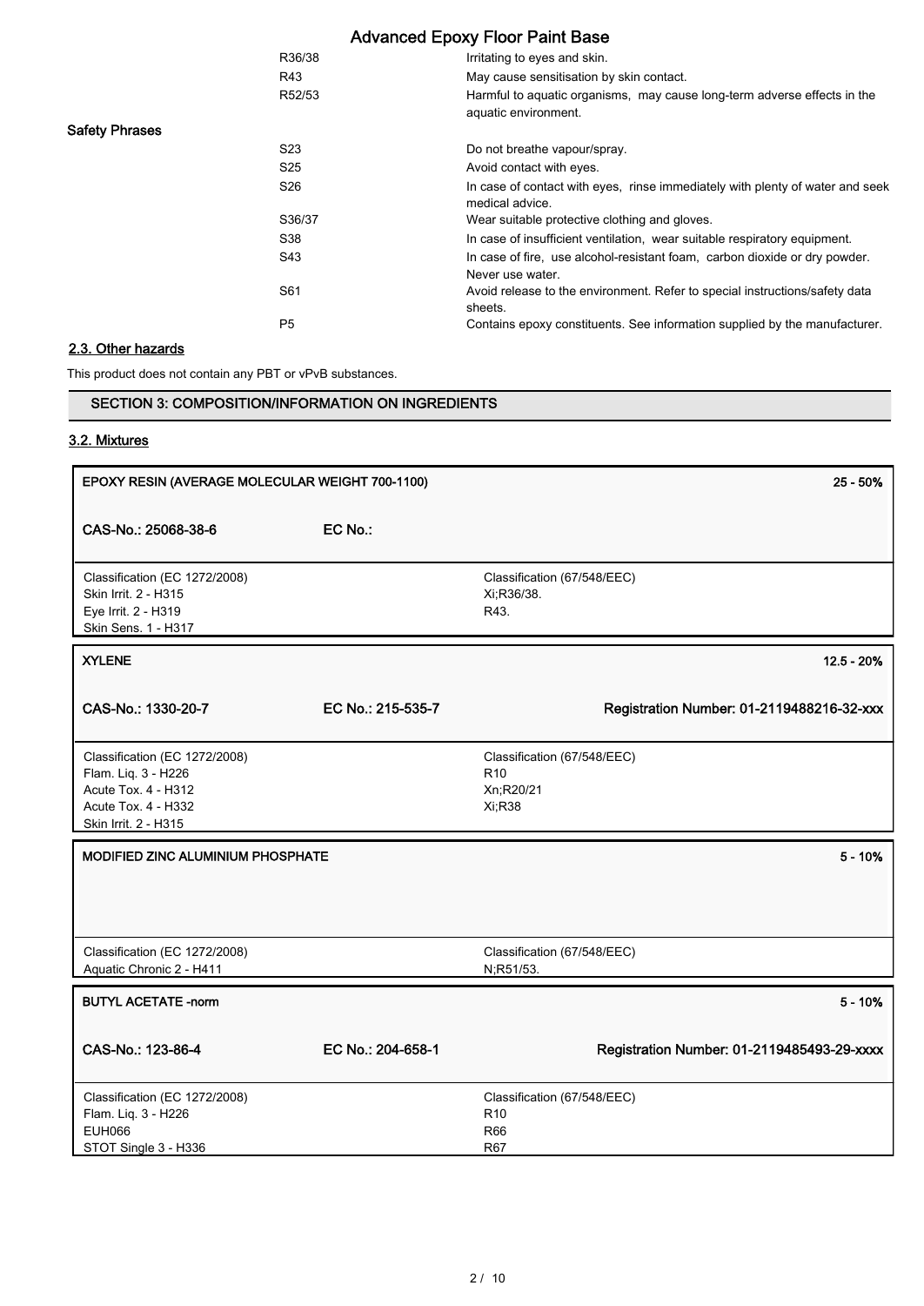| | | |
|---|---|---|
| | R36/38 | Irritating to eyes and skin. |
| | R43 | May cause sensitisation by skin contact. |
| | R52/53 | Harmful to aquatic organisms, may cause long-term adverse effects in the aquatic environment. |
| **Safety Phrases** | | |
| | S23 | Do not breathe vapour/spray. |
| | S25 | Avoid contact with eyes. |
| | S26 | In case of contact with eyes, rinse immediately with plenty of water and seek medical advice. |
| | S36/37 | Wear suitable protective clothing and gloves. |
| | S38 | In case of insufficient ventilation, wear suitable respiratory equipment. |
| | S43 | In case of fire, use alcohol-resistant foam, carbon dioxide or dry powder. Never use water. |
| | S61 | Avoid release to the environment. Refer to special instructions/safety data sheets. |
| | P5 | Contains epoxy constituents. See information supplied by the manufacturer. |

## 2.3. Other hazards

This product does not contain any PBT or vPvB substances.

## SECTION 3: COMPOSITION/INFORMATION ON INGREDIENTS

### 3.2. Mixtures

| **EPOXY RESIN (AVERAGE MOLECULAR WEIGHT 700-1100)** | | **25 - 50%** |
|---|---|---|
| **CAS-No.: 25068-38-6** | **EC No.:** | |
| Classification (EC 1272/2008)<br>Skin Irrit. 2 - H315<br>Eye Irrit. 2 - H319<br>Skin Sens. 1 - H317 | | Classification (67/548/EEC)<br>Xi;R36/38.<br>R43. |

| **XYLENE** | | **12.5 - 20%** |
|---|---|---|
| **CAS-No.: 1330-20-7** | **EC No.: 215-535-7** | **Registration Number: 01-2119488216-32-xxx** |
| Classification (EC 1272/2008)<br>Flam. Liq. 3 - H226<br>Acute Tox. 4 - H312<br>Acute Tox. 4 - H332<br>Skin Irrit. 2 - H315 | | Classification (67/548/EEC)<br>R10<br>Xn;R20/21<br>Xi;R38 |

| **MODIFIED ZINC ALUMINIUM PHOSPHATE** | | **5 - 10%** |
|---|---|---|
| Classification (EC 1272/2008)<br>Aquatic Chronic 2 - H411 | | Classification (67/548/EEC)<br>N;R51/53. |

| **BUTYL ACETATE -norm** | | **5 - 10%** |
|---|---|---|
| **CAS-No.: 123-86-4** | **EC No.: 204-658-1** | **Registration Number: 01-2119485493-29-xxxx** |
| Classification (EC 1272/2008)<br>Flam. Liq. 3 - H226<br>EUH066<br>STOT Single 3 - H336 | | Classification (67/548/EEC)<br>R10<br>R66<br>R67 |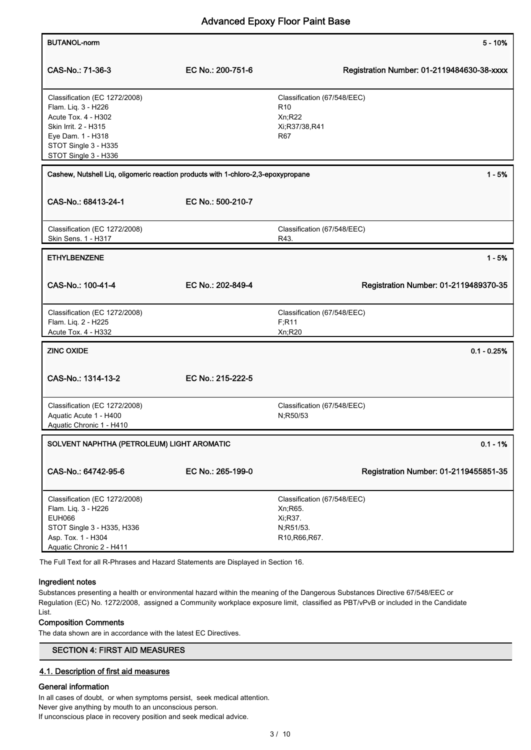| BUTANOL-norm | | 5 - 10% |
|---|---|---|
| CAS-No.: 71-36-3 | EC No.: 200-751-6 | Registration Number: 01-2119484630-38-xxxx |
| Classification (EC 1272/2008)<br>Flam. Liq. 3 - H226<br>Acute Tox. 4 - H302<br>Skin Irrit. 2 - H315<br>Eye Dam. 1 - H318<br>STOT Single 3 - H335<br>STOT Single 3 - H336 | | Classification (67/548/EEC)<br>R10<br>Xn;R22<br>Xi;R37/38,R41<br>R67 |

| Cashew, Nutshell Liq, oligomeric reaction products with 1-chloro-2,3-epoxypropane | | 1 - 5% |
|---|---|---|
| CAS-No.: 68413-24-1 | EC No.: 500-210-7 | |
| Classification (EC 1272/2008)<br>Skin Sens. 1 - H317 | | Classification (67/548/EEC)<br>R43. |

| ETHYLBENZENE | | 1 - 5% |
|---|---|---|
| CAS-No.: 100-41-4 | EC No.: 202-849-4 | Registration Number: 01-2119489370-35 |
| Classification (EC 1272/2008)<br>Flam. Liq. 2 - H225<br>Acute Tox. 4 - H332 | | Classification (67/548/EEC)<br>F;R11<br>Xn;R20 |

| ZINC OXIDE | | 0.1 - 0.25% |
|---|---|---|
| CAS-No.: 1314-13-2 | EC No.: 215-222-5 | |
| Classification (EC 1272/2008)<br>Aquatic Acute 1 - H400<br>Aquatic Chronic 1 - H410 | | Classification (67/548/EEC)<br>N;R50/53 |

| SOLVENT NAPHTHA (PETROLEUM) LIGHT AROMATIC | | 0.1 - 1% |
|---|---|---|
| CAS-No.: 64742-95-6 | EC No.: 265-199-0 | Registration Number: 01-2119455851-35 |
| Classification (EC 1272/2008)<br>Flam. Liq. 3 - H226<br>EUH066<br>STOT Single 3 - H335, H336<br>Asp. Tox. 1 - H304<br>Aquatic Chronic 2 - H411 | | Classification (67/548/EEC)<br>Xn;R65.<br>Xi;R37.<br>N;R51/53.<br>R10,R66,R67. |

The Full Text for all R-Phrases and Hazard Statements are Displayed in Section 16.

### Ingredient notes

Substances presenting a health or environmental hazard within the meaning of the Dangerous Substances Directive 67/548/EEC or Regulation (EC) No. 1272/2008, assigned a Community workplace exposure limit, classified as PBT/vPvB or included in the Candidate List.

### Composition Comments

The data shown are in accordance with the latest EC Directives.

## SECTION 4: FIRST AID MEASURES

### 4.1. Description of first aid measures

### General information

In all cases of doubt, or when symptoms persist, seek medical attention.
Never give anything by mouth to an unconscious person.
If unconscious place in recovery position and seek medical advice.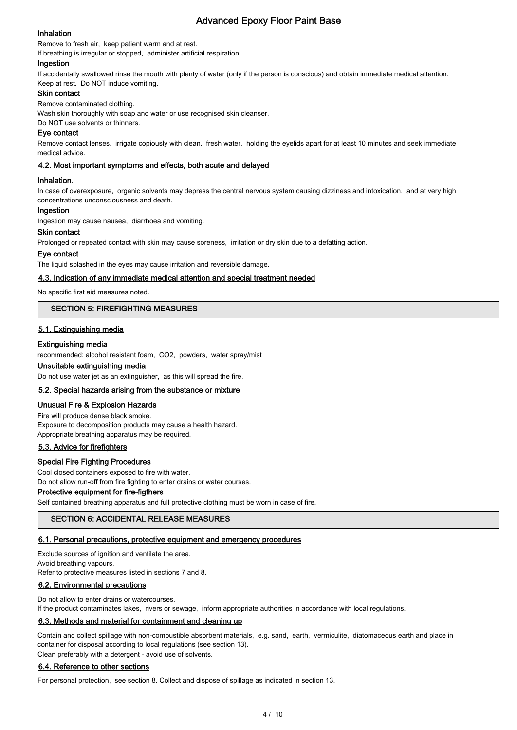### Inhalation

Remove to fresh air, keep patient warm and at rest.
If breathing is irregular or stopped, administer artificial respiration.

### Ingestion

If accidentally swallowed rinse the mouth with plenty of water (only if the person is conscious) and obtain immediate medical attention.
Keep at rest. Do NOT induce vomiting.

### Skin contact

Remove contaminated clothing.
Wash skin thoroughly with soap and water or use recognised skin cleanser.
Do NOT use solvents or thinners.

### Eye contact

Remove contact lenses, irrigate copiously with clean, fresh water, holding the eyelids apart for at least 10 minutes and seek immediate medical advice.

## 4.2. Most important symptoms and effects, both acute and delayed

### Inhalation.

In case of overexposure, organic solvents may depress the central nervous system causing dizziness and intoxication, and at very high concentrations unconsciousness and death.

### Ingestion

Ingestion may cause nausea, diarrhoea and vomiting.

### Skin contact

Prolonged or repeated contact with skin may cause soreness, irritation or dry skin due to a defatting action.

### Eye contact

The liquid splashed in the eyes may cause irritation and reversible damage.

## 4.3. Indication of any immediate medical attention and special treatment needed

No specific first aid measures noted.

# SECTION 5: FIREFIGHTING MEASURES

## 5.1. Extinguishing media

### Extinguishing media

recommended: alcohol resistant foam, $CO_2$, powders, water spray/mist

### Unsuitable extinguishing media

Do not use water jet as an extinguisher, as this will spread the fire.

## 5.2. Special hazards arising from the substance or mixture

### Unusual Fire & Explosion Hazards

Fire will produce dense black smoke.
Exposure to decomposition products may cause a health hazard.
Appropriate breathing apparatus may be required.

## 5.3. Advice for firefighters

### Special Fire Fighting Procedures

Cool closed containers exposed to fire with water.
Do not allow run-off from fire fighting to enter drains or water courses.

### Protective equipment for fire-figthers

Self contained breathing apparatus and full protective clothing must be worn in case of fire.

# SECTION 6: ACCIDENTAL RELEASE MEASURES

## 6.1. Personal precautions, protective equipment and emergency procedures

Exclude sources of ignition and ventilate the area.
Avoid breathing vapours.
Refer to protective measures listed in sections 7 and 8.

## 6.2. Environmental precautions

Do not allow to enter drains or watercourses.
If the product contaminates lakes, rivers or sewage, inform appropriate authorities in accordance with local regulations.

## 6.3. Methods and material for containment and cleaning up

Contain and collect spillage with non-combustible absorbent materials, e.g. sand, earth, vermiculite, diatomaceous earth and place in container for disposal according to local regulations (see section 13).
Clean preferably with a detergent - avoid use of solvents.

## 6.4. Reference to other sections

For personal protection, see section 8. Collect and dispose of spillage as indicated in section 13.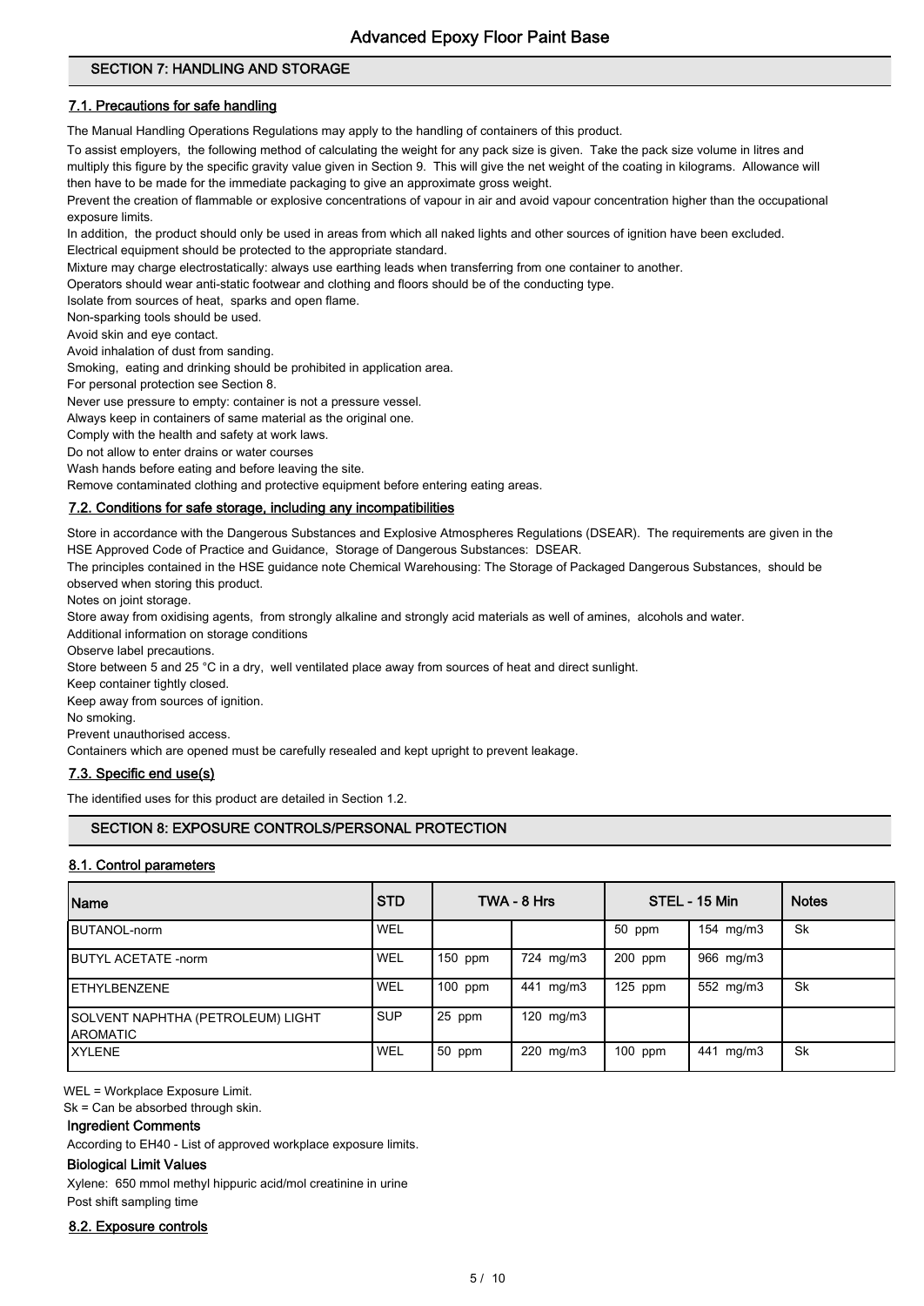## SECTION 7: HANDLING AND STORAGE

### 7.1. Precautions for safe handling

The Manual Handling Operations Regulations may apply to the handling of containers of this product.

To assist employers, the following method of calculating the weight for any pack size is given. Take the pack size volume in litres and multiply this figure by the specific gravity value given in Section 9. This will give the net weight of the coating in kilograms. Allowance will then have to be made for the immediate packaging to give an approximate gross weight.

Prevent the creation of flammable or explosive concentrations of vapour in air and avoid vapour concentration higher than the occupational exposure limits.

In addition, the product should only be used in areas from which all naked lights and other sources of ignition have been excluded.

Electrical equipment should be protected to the appropriate standard.

Mixture may charge electrostatically: always use earthing leads when transferring from one container to another.

Operators should wear anti-static footwear and clothing and floors should be of the conducting type.

Isolate from sources of heat, sparks and open flame.

Non-sparking tools should be used.

Avoid skin and eye contact.

Avoid inhalation of dust from sanding.

Smoking, eating and drinking should be prohibited in application area.

For personal protection see Section 8.

Never use pressure to empty: container is not a pressure vessel.

Always keep in containers of same material as the original one.

Comply with the health and safety at work laws.

Do not allow to enter drains or water courses

Wash hands before eating and before leaving the site.

Remove contaminated clothing and protective equipment before entering eating areas.

### 7.2. Conditions for safe storage, including any incompatibilities

Store in accordance with the Dangerous Substances and Explosive Atmospheres Regulations (DSEAR). The requirements are given in the HSE Approved Code of Practice and Guidance, Storage of Dangerous Substances: DSEAR.

The principles contained in the HSE guidance note Chemical Warehousing: The Storage of Packaged Dangerous Substances, should be observed when storing this product.

Notes on joint storage.

Store away from oxidising agents, from strongly alkaline and strongly acid materials as well of amines, alcohols and water.

Additional information on storage conditions

Observe label precautions.

Store between 5 and 25 °C in a dry, well ventilated place away from sources of heat and direct sunlight.

Keep container tightly closed.

Keep away from sources of ignition.

No smoking.

Prevent unauthorised access.

Containers which are opened must be carefully resealed and kept upright to prevent leakage.

### 7.3. Specific end use(s)

The identified uses for this product are detailed in Section 1.2.

## SECTION 8: EXPOSURE CONTROLS/PERSONAL PROTECTION

### 8.1. Control parameters

| Name | STD | TWA - 8 Hrs | | STEL - 15 Min | | Notes |
|---|---|---|---|---|---|---|
| BUTANOL-norm | WEL | | | 50 ppm | 154 mg/m3 | Sk |
| BUTYL ACETATE -norm | WEL | 150 ppm | 724 mg/m3 | 200 ppm | 966 mg/m3 | |
| ETHYLBENZENE | WEL | 100 ppm | 441 mg/m3 | 125 ppm | 552 mg/m3 | Sk |
| SOLVENT NAPHTHA (PETROLEUM) LIGHT AROMATIC | SUP | 25 ppm | 120 mg/m3 | | | |
| XYLENE | WEL | 50 ppm | 220 mg/m3 | 100 ppm | 441 mg/m3 | Sk |

WEL = Workplace Exposure Limit.

Sk = Can be absorbed through skin.

**Ingredient Comments**

According to EH40 - List of approved workplace exposure limits.

**Biological Limit Values**

Xylene: 650 mmol methyl hippuric acid/mol creatinine in urine

Post shift sampling time

### 8.2. Exposure controls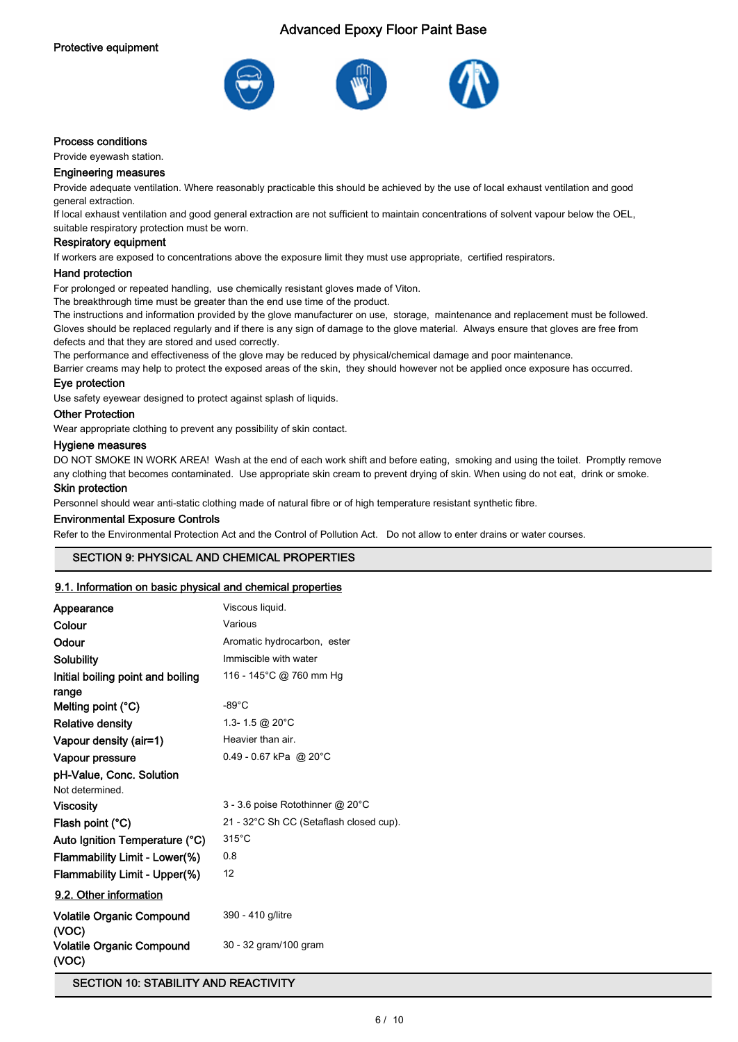### Protective equipment

### Process conditions

Provide eyewash station.

### Engineering measures

Provide adequate ventilation. Where reasonably practicable this should be achieved by the use of local exhaust ventilation and good general extraction.

If local exhaust ventilation and good general extraction are not sufficient to maintain concentrations of solvent vapour below the OEL, suitable respiratory protection must be worn.

### Respiratory equipment

If workers are exposed to concentrations above the exposure limit they must use appropriate, certified respirators.

### Hand protection

For prolonged or repeated handling, use chemically resistant gloves made of Viton.

The breakthrough time must be greater than the end use time of the product.

The instructions and information provided by the glove manufacturer on use, storage, maintenance and replacement must be followed. Gloves should be replaced regularly and if there is any sign of damage to the glove material. Always ensure that gloves are free from defects and that they are stored and used correctly.

The performance and effectiveness of the glove may be reduced by physical/chemical damage and poor maintenance.

Barrier creams may help to protect the exposed areas of the skin, they should however not be applied once exposure has occurred.

### Eye protection

Use safety eyewear designed to protect against splash of liquids.

### Other Protection

Wear appropriate clothing to prevent any possibility of skin contact.

### Hygiene measures

DO NOT SMOKE IN WORK AREA! Wash at the end of each work shift and before eating, smoking and using the toilet. Promptly remove any clothing that becomes contaminated. Use appropriate skin cream to prevent drying of skin. When using do not eat, drink or smoke.

### Skin protection

Personnel should wear anti-static clothing made of natural fibre or of high temperature resistant synthetic fibre.

### Environmental Exposure Controls

Refer to the Environmental Protection Act and the Control of Pollution Act. Do not allow to enter drains or water courses.

## SECTION 9: PHYSICAL AND CHEMICAL PROPERTIES

### 9.1. Information on basic physical and chemical properties

| Property | Value |
|---|---|
| Appearance | Viscous liquid. |
| Colour | Various |
| Odour | Aromatic hydrocarbon, ester |
| Solubility | Immiscible with water |
| Initial boiling point and boiling range | 116 - 145°C @ 760 mm Hg |
| Melting point (°C) | -89°C |
| Relative density | 1.3- 1.5 @ 20°C |
| Vapour density (air=1) | Heavier than air. |
| Vapour pressure | 0.49 - 0.67 kPa @ 20°C |
| pH-Value, Conc. Solution | Not determined. |
| Viscosity | 3 - 3.6 poise Rotothinner @ 20°C |
| Flash point (°C) | 21 - 32°C Sh CC (Setaflash closed cup). |
| Auto Ignition Temperature (°C) | 315°C |
| Flammability Limit - Lower(%) | 0.8 |
| Flammability Limit - Upper(%) | 12 |

### 9.2. Other information

| Property | Value |
|---|---|
| Volatile Organic Compound (VOC) | 390 - 410 g/litre |
| Volatile Organic Compound (VOC) | 30 - 32 gram/100 gram |

## SECTION 10: STABILITY AND REACTIVITY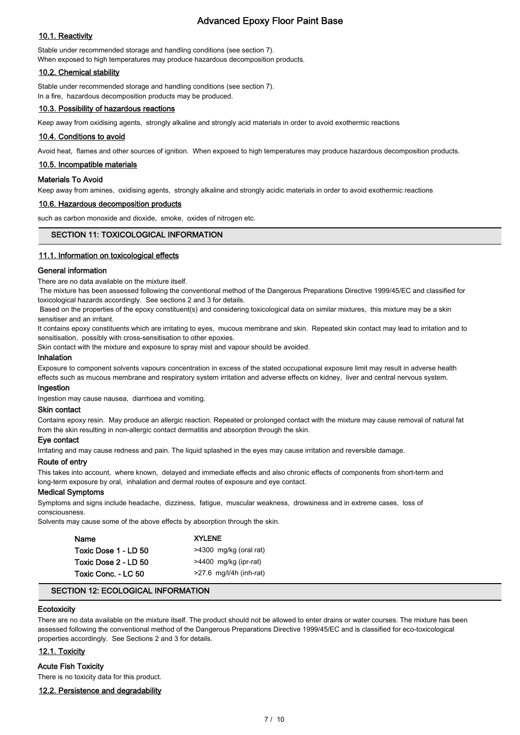### 10.1. Reactivity

Stable under recommended storage and handling conditions (see section 7).
When exposed to high temperatures may produce hazardous decomposition products.

### 10.2. Chemical stability

Stable under recommended storage and handling conditions (see section 7).
In a fire, hazardous decomposition products may be produced.

### 10.3. Possibility of hazardous reactions

Keep away from oxidising agents, strongly alkaline and strongly acid materials in order to avoid exothermic reactions

### 10.4. Conditions to avoid

Avoid heat, flames and other sources of ignition. When exposed to high temperatures may produce hazardous decomposition products.

### 10.5. Incompatible materials

**Materials To Avoid**

Keep away from amines, oxidising agents, strongly alkaline and strongly acidic materials in order to avoid exothermic reactions

### 10.6. Hazardous decomposition products

such as carbon monoxide and dioxide, smoke, oxides of nitrogen etc.

## SECTION 11: TOXICOLOGICAL INFORMATION

### 11.1. Information on toxicological effects

**General information**

There are no data available on the mixture itself.
The mixture has been assessed following the conventional method of the Dangerous Preparations Directive 1999/45/EC and classified for toxicological hazards accordingly. See sections 2 and 3 for details.
Based on the properties of the epoxy constituent(s) and considering toxicological data on similar mixtures, this mixture may be a skin sensitiser and an irritant.
It contains epoxy constituents which are irritating to eyes, mucous membrane and skin. Repeated skin contact may lead to irritation and to sensitisation, possibly with cross-sensitisation to other epoxies.
Skin contact with the mixture and exposure to spray mist and vapour should be avoided.

**Inhalation**

Exposure to component solvents vapours concentration in excess of the stated occupational exposure limit may result in adverse health effects such as mucous membrane and respiratory system irritation and adverse effects on kidney, liver and central nervous system.

**Ingestion**

Ingestion may cause nausea, diarrhoea and vomiting.

**Skin contact**

Contains epoxy resin. May produce an allergic reaction. Repeated or prolonged contact with the mixture may cause removal of natural fat from the skin resulting in non-allergic contact dermatitis and absorption through the skin.

**Eye contact**

Irritating and may cause redness and pain. The liquid splashed in the eyes may cause irritation and reversible damage.

**Route of entry**

This takes into account, where known, delayed and immediate effects and also chronic effects of components from short-term and long-term exposure by oral, inhalation and dermal routes of exposure and eye contact.

**Medical Symptoms**

Symptoms and signs include headache, dizziness, fatigue, muscular weakness, drowsiness and in extreme cases, loss of consciousness.
Solvents may cause some of the above effects by absorption through the skin.

| Name | XYLENE |
|---|---|
| Toxic Dose 1 - LD 50 | >4300 mg/kg (oral rat) |
| Toxic Dose 2 - LD 50 | >4400 mg/kg (ipr-rat) |
| Toxic Conc. - LC 50 | >27.6 mg/l/4h (inh-rat) |

## SECTION 12: ECOLOGICAL INFORMATION

**Ecotoxicity**

There are no data available on the mixture itself. The product should not be allowed to enter drains or water courses. The mixture has been assessed following the conventional method of the Dangerous Preparations Directive 1999/45/EC and is classified for eco-toxicological properties accordingly. See Sections 2 and 3 for details.

### 12.1. Toxicity

**Acute Fish Toxicity**

There is no toxicity data for this product.

### 12.2. Persistence and degradability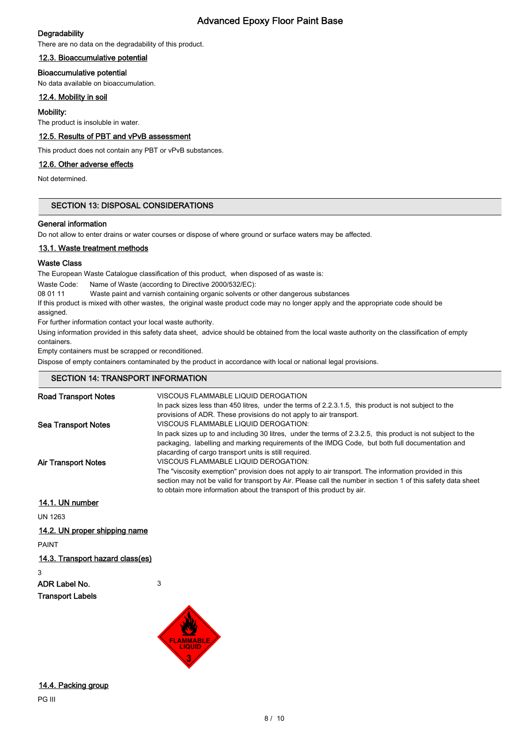### Degradability

There are no data on the degradability of this product.

### 12.3. Bioaccumulative potential

**Bioaccumulative potential**

No data available on bioaccumulation.

### 12.4. Mobility in soil

**Mobility:**

The product is insoluble in water.

### 12.5. Results of PBT and vPvB assessment

This product does not contain any PBT or vPvB substances.

### 12.6. Other adverse effects

Not determined.

## SECTION 13: DISPOSAL CONSIDERATIONS

### General information

Do not allow to enter drains or water courses or dispose of where ground or surface waters may be affected.

### 13.1. Waste treatment methods

**Waste Class**

The European Waste Catalogue classification of this product, when disposed of as waste is:

Waste Code: Name of Waste (according to Directive 2000/532/EC):

08 01 11 Waste paint and varnish containing organic solvents or other dangerous substances

If this product is mixed with other wastes, the original waste product code may no longer apply and the appropriate code should be assigned.

For further information contact your local waste authority.

Using information provided in this safety data sheet, advice should be obtained from the local waste authority on the classification of empty containers.

Empty containers must be scrapped or reconditioned.

Dispose of empty containers contaminated by the product in accordance with local or national legal provisions.

## SECTION 14: TRANSPORT INFORMATION

**Road Transport Notes**

VISCOUS FLAMMABLE LIQUID DEROGATION

In pack sizes less than 450 litres, under the terms of 2.2.3.1.5, this product is not subject to the provisions of ADR. These provisions do not apply to air transport.

**Sea Transport Notes**

VISCOUS FLAMMABLE LIQUID DEROGATION:

In pack sizes up to and including 30 litres, under the terms of 2.3.2.5, this product is not subject to the packaging, labelling and marking requirements of the IMDG Code, but both full documentation and placarding of cargo transport units is still required.

**Air Transport Notes**

VISCOUS FLAMMABLE LIQUID DEROGATION:

The "viscosity exemption" provision does not apply to air transport. The information provided in this section may not be valid for transport by Air. Please call the number in section 1 of this safety data sheet to obtain more information about the transport of this product by air.

### 14.1. UN number

UN 1263

### 14.2. UN proper shipping name

PAINT

### 14.3. Transport hazard class(es)

3

**ADR Label No.** 3

**Transport Labels**

### 14.4. Packing group

PG III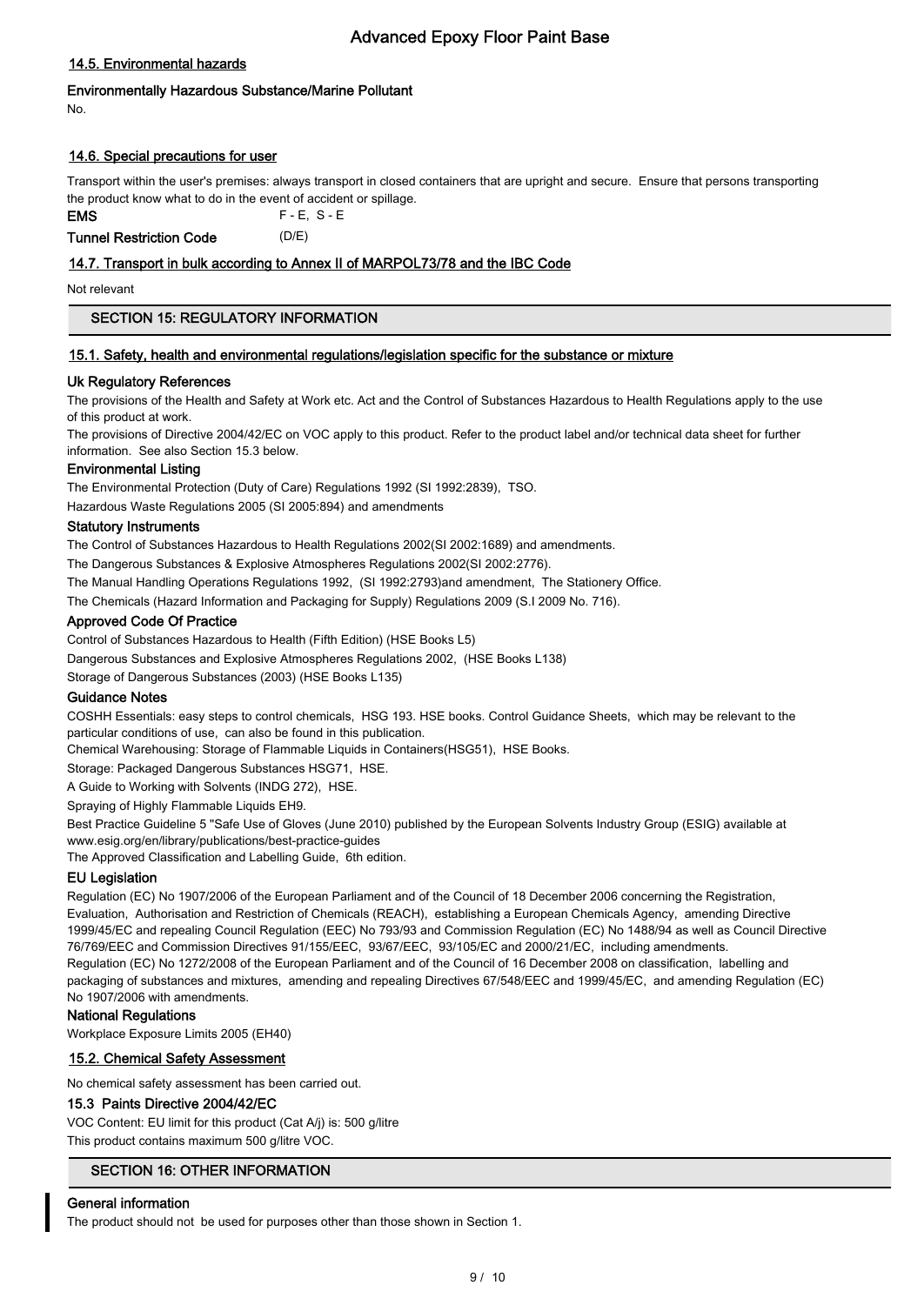### 14.5. Environmental hazards

**Environmentally Hazardous Substance/Marine Pollutant**

No.

### 14.6. Special precautions for user

Transport within the user's premises: always transport in closed containers that are upright and secure. Ensure that persons transporting the product know what to do in the event of accident or spillage.

**EMS** F - E, S - E

**Tunnel Restriction Code** (D/E)

### 14.7. Transport in bulk according to Annex II of MARPOL73/78 and the IBC Code

Not relevant

## SECTION 15: REGULATORY INFORMATION

### 15.1. Safety, health and environmental regulations/legislation specific for the substance or mixture

**Uk Regulatory References**

The provisions of the Health and Safety at Work etc. Act and the Control of Substances Hazardous to Health Regulations apply to the use of this product at work.

The provisions of Directive 2004/42/EC on VOC apply to this product. Refer to the product label and/or technical data sheet for further information. See also Section 15.3 below.

**Environmental Listing**

The Environmental Protection (Duty of Care) Regulations 1992 (SI 1992:2839), TSO.

Hazardous Waste Regulations 2005 (SI 2005:894) and amendments

**Statutory Instruments**

The Control of Substances Hazardous to Health Regulations 2002(SI 2002:1689) and amendments.

The Dangerous Substances & Explosive Atmospheres Regulations 2002(SI 2002:2776).

The Manual Handling Operations Regulations 1992, (SI 1992:2793)and amendment, The Stationery Office.

The Chemicals (Hazard Information and Packaging for Supply) Regulations 2009 (S.I 2009 No. 716).

**Approved Code Of Practice**

Control of Substances Hazardous to Health (Fifth Edition) (HSE Books L5)

Dangerous Substances and Explosive Atmospheres Regulations 2002, (HSE Books L138)

Storage of Dangerous Substances (2003) (HSE Books L135)

**Guidance Notes**

COSHH Essentials: easy steps to control chemicals, HSG 193. HSE books. Control Guidance Sheets, which may be relevant to the particular conditions of use, can also be found in this publication.

Chemical Warehousing: Storage of Flammable Liquids in Containers(HSG51), HSE Books.

Storage: Packaged Dangerous Substances HSG71, HSE.

A Guide to Working with Solvents (INDG 272), HSE.

Spraying of Highly Flammable Liquids EH9.

Best Practice Guideline 5 "Safe Use of Gloves (June 2010) published by the European Solvents Industry Group (ESIG) available at www.esig.org/en/library/publications/best-practice-guides

The Approved Classification and Labelling Guide, 6th edition.

**EU Legislation**

Regulation (EC) No 1907/2006 of the European Parliament and of the Council of 18 December 2006 concerning the Registration, Evaluation, Authorisation and Restriction of Chemicals (REACH), establishing a European Chemicals Agency, amending Directive 1999/45/EC and repealing Council Regulation (EEC) No 793/93 and Commission Regulation (EC) No 1488/94 as well as Council Directive 76/769/EEC and Commission Directives 91/155/EEC, 93/67/EEC, 93/105/EC and 2000/21/EC, including amendments.

Regulation (EC) No 1272/2008 of the European Parliament and of the Council of 16 December 2008 on classification, labelling and packaging of substances and mixtures, amending and repealing Directives 67/548/EEC and 1999/45/EC, and amending Regulation (EC) No 1907/2006 with amendments.

**National Regulations**

Workplace Exposure Limits 2005 (EH40)

### 15.2. Chemical Safety Assessment

No chemical safety assessment has been carried out.

**15.3 Paints Directive 2004/42/EC**

VOC Content: EU limit for this product (Cat A/j) is: 500 g/litre

This product contains maximum 500 g/litre VOC.

## SECTION 16: OTHER INFORMATION

**General information**

The product should not be used for purposes other than those shown in Section 1.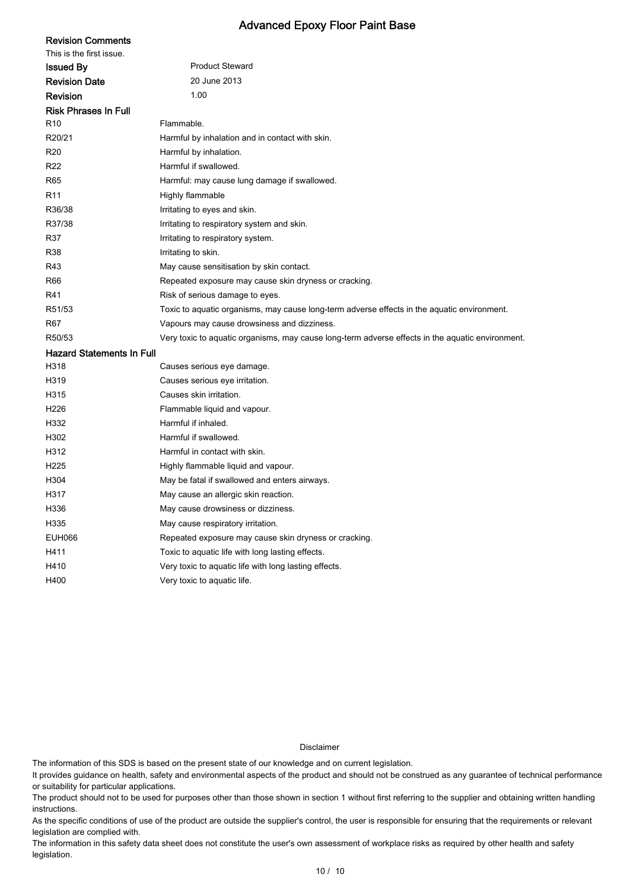## Revision Comments

This is the first issue.

**Issued By** Product Steward

**Revision Date** 20 June 2013

**Revision** 1.00

## Risk Phrases In Full

| | |
|---|---|
| R10 | Flammable. |
| R20/21 | Harmful by inhalation and in contact with skin. |
| R20 | Harmful by inhalation. |
| R22 | Harmful if swallowed. |
| R65 | Harmful: may cause lung damage if swallowed. |
| R11 | Highly flammable |
| R36/38 | Irritating to eyes and skin. |
| R37/38 | Irritating to respiratory system and skin. |
| R37 | Irritating to respiratory system. |
| R38 | Irritating to skin. |
| R43 | May cause sensitisation by skin contact. |
| R66 | Repeated exposure may cause skin dryness or cracking. |
| R41 | Risk of serious damage to eyes. |
| R51/53 | Toxic to aquatic organisms, may cause long-term adverse effects in the aquatic environment. |
| R67 | Vapours may cause drowsiness and dizziness. |
| R50/53 | Very toxic to aquatic organisms, may cause long-term adverse effects in the aquatic environment. |

## Hazard Statements In Full

| | |
|---|---|
| H318 | Causes serious eye damage. |
| H319 | Causes serious eye irritation. |
| H315 | Causes skin irritation. |
| H226 | Flammable liquid and vapour. |
| H332 | Harmful if inhaled. |
| H302 | Harmful if swallowed. |
| H312 | Harmful in contact with skin. |
| H225 | Highly flammable liquid and vapour. |
| H304 | May be fatal if swallowed and enters airways. |
| H317 | May cause an allergic skin reaction. |
| H336 | May cause drowsiness or dizziness. |
| H335 | May cause respiratory irritation. |
| EUH066 | Repeated exposure may cause skin dryness or cracking. |
| H411 | Toxic to aquatic life with long lasting effects. |
| H410 | Very toxic to aquatic life with long lasting effects. |
| H400 | Very toxic to aquatic life. |

Disclaimer

The information of this SDS is based on the present state of our knowledge and on current legislation.

It provides guidance on health, safety and environmental aspects of the product and should not be construed as any guarantee of technical performance or suitability for particular applications.

The product should not to be used for purposes other than those shown in section 1 without first referring to the supplier and obtaining written handling instructions.

As the specific conditions of use of the product are outside the supplier's control, the user is responsible for ensuring that the requirements or relevant legislation are complied with.

The information in this safety data sheet does not constitute the user's own assessment of workplace risks as required by other health and safety legislation.